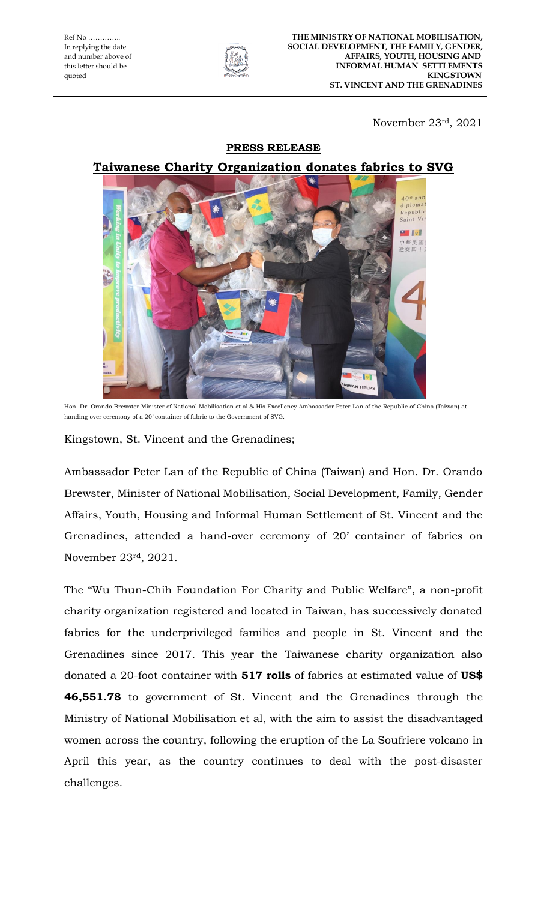Ref No …………..
In replying the date and number above of this letter should be quoted

**THE MINISTRY OF NATIONAL MOBILISATION, SOCIAL DEVELOPMENT, THE FAMILY, GENDER, AFFAIRS, YOUTH, HOUSING AND INFORMAL HUMAN SETTLEMENTS**
**KINGSTOWN**
**ST. VINCENT AND THE GRENADINES**

November 23rd, 2021

## PRESS RELEASE

## Taiwanese Charity Organization donates fabrics to SVG

Hon. Dr. Orando Brewster Minister of National Mobilisation et al & His Excellency Ambassador Peter Lan of the Republic of China (Taiwan) at handing over ceremony of a 20' container of fabric to the Government of SVG.

Kingstown, St. Vincent and the Grenadines;

Ambassador Peter Lan of the Republic of China (Taiwan) and Hon. Dr. Orando Brewster, Minister of National Mobilisation, Social Development, Family, Gender Affairs, Youth, Housing and Informal Human Settlement of St. Vincent and the Grenadines, attended a hand-over ceremony of 20' container of fabrics on November 23rd, 2021.

The "Wu Thun-Chih Foundation For Charity and Public Welfare", a non-profit charity organization registered and located in Taiwan, has successively donated fabrics for the underprivileged families and people in St. Vincent and the Grenadines since 2017. This year the Taiwanese charity organization also donated a 20-foot container with **517 rolls** of fabrics at estimated value of **US$ 46,551.78** to government of St. Vincent and the Grenadines through the Ministry of National Mobilisation et al, with the aim to assist the disadvantaged women across the country, following the eruption of the La Soufriere volcano in April this year, as the country continues to deal with the post-disaster challenges.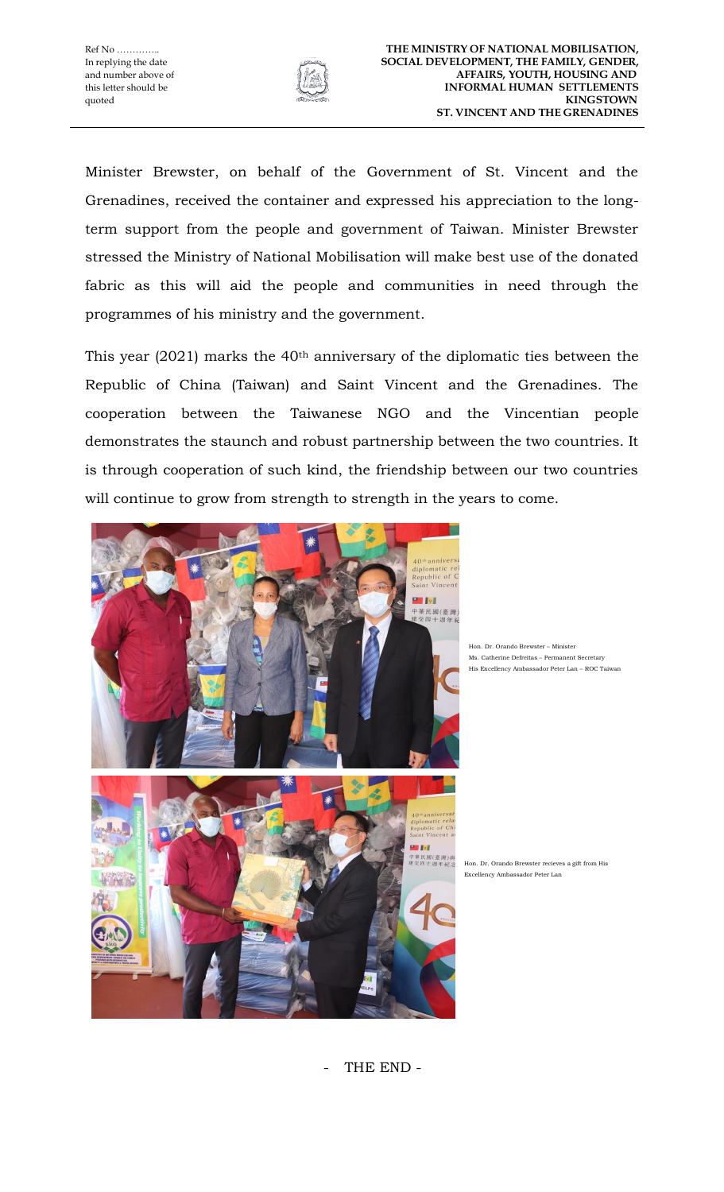Ref No ………….
In replying the date and number above of this letter should be quoted

**THE MINISTRY OF NATIONAL MOBILISATION, SOCIAL DEVELOPMENT, THE FAMILY, GENDER, AFFAIRS, YOUTH, HOUSING AND INFORMAL HUMAN SETTLEMENTS**
**KINGSTOWN**
**ST. VINCENT AND THE GRENADINES**

Minister Brewster, on behalf of the Government of St. Vincent and the Grenadines, received the container and expressed his appreciation to the long-term support from the people and government of Taiwan. Minister Brewster stressed the Ministry of National Mobilisation will make best use of the donated fabric as this will aid the people and communities in need through the programmes of his ministry and the government.

This year (2021) marks the 40th anniversary of the diplomatic ties between the Republic of China (Taiwan) and Saint Vincent and the Grenadines. The cooperation between the Taiwanese NGO and the Vincentian people demonstrates the staunch and robust partnership between the two countries. It is through cooperation of such kind, the friendship between our two countries will continue to grow from strength to strength in the years to come.

Hon. Dr. Orando Brewster – Minister
Ms. Catherine Defreitas – Permanent Secretary
His Excellency Ambassador Peter Lan – ROC Taiwan

Hon. Dr. Orando Brewster recieves a gift from His Excellency Ambassador Peter Lan

- THE END -